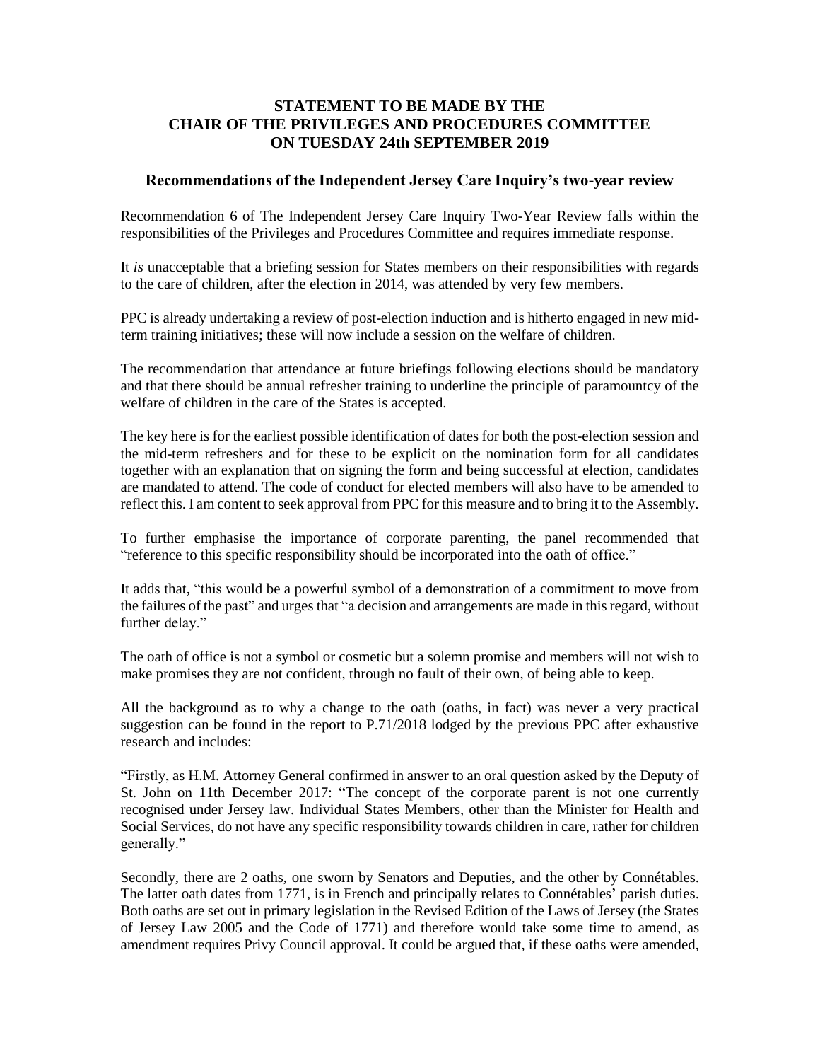**STATEMENT TO BE MADE BY THE CHAIR OF THE PRIVILEGES AND PROCEDURES COMMITTEE ON TUESDAY 24th SEPTEMBER 2019**

**Recommendations of the Independent Jersey Care Inquiry's two-year review**

Recommendation 6 of The Independent Jersey Care Inquiry Two-Year Review falls within the responsibilities of the Privileges and Procedures Committee and requires immediate response.

It *is* unacceptable that a briefing session for States members on their responsibilities with regards to the care of children, after the election in 2014, was attended by very few members.

PPC is already undertaking a review of post-election induction and is hitherto engaged in new mid-term training initiatives; these will now include a session on the welfare of children.

The recommendation that attendance at future briefings following elections should be mandatory and that there should be annual refresher training to underline the principle of paramountcy of the welfare of children in the care of the States is accepted.

The key here is for the earliest possible identification of dates for both the post-election session and the mid-term refreshers and for these to be explicit on the nomination form for all candidates together with an explanation that on signing the form and being successful at election, candidates are mandated to attend. The code of conduct for elected members will also have to be amended to reflect this. I am content to seek approval from PPC for this measure and to bring it to the Assembly.

To further emphasise the importance of corporate parenting, the panel recommended that "reference to this specific responsibility should be incorporated into the oath of office."

It adds that, "this would be a powerful symbol of a demonstration of a commitment to move from the failures of the past" and urges that "a decision and arrangements are made in this regard, without further delay."

The oath of office is not a symbol or cosmetic but a solemn promise and members will not wish to make promises they are not confident, through no fault of their own, of being able to keep.

All the background as to why a change to the oath (oaths, in fact) was never a very practical suggestion can be found in the report to P.71/2018 lodged by the previous PPC after exhaustive research and includes:

"Firstly, as H.M. Attorney General confirmed in answer to an oral question asked by the Deputy of St. John on 11th December 2017: "The concept of the corporate parent is not one currently recognised under Jersey law. Individual States Members, other than the Minister for Health and Social Services, do not have any specific responsibility towards children in care, rather for children generally."

Secondly, there are 2 oaths, one sworn by Senators and Deputies, and the other by Connétables. The latter oath dates from 1771, is in French and principally relates to Connétables' parish duties. Both oaths are set out in primary legislation in the Revised Edition of the Laws of Jersey (the States of Jersey Law 2005 and the Code of 1771) and therefore would take some time to amend, as amendment requires Privy Council approval. It could be argued that, if these oaths were amended,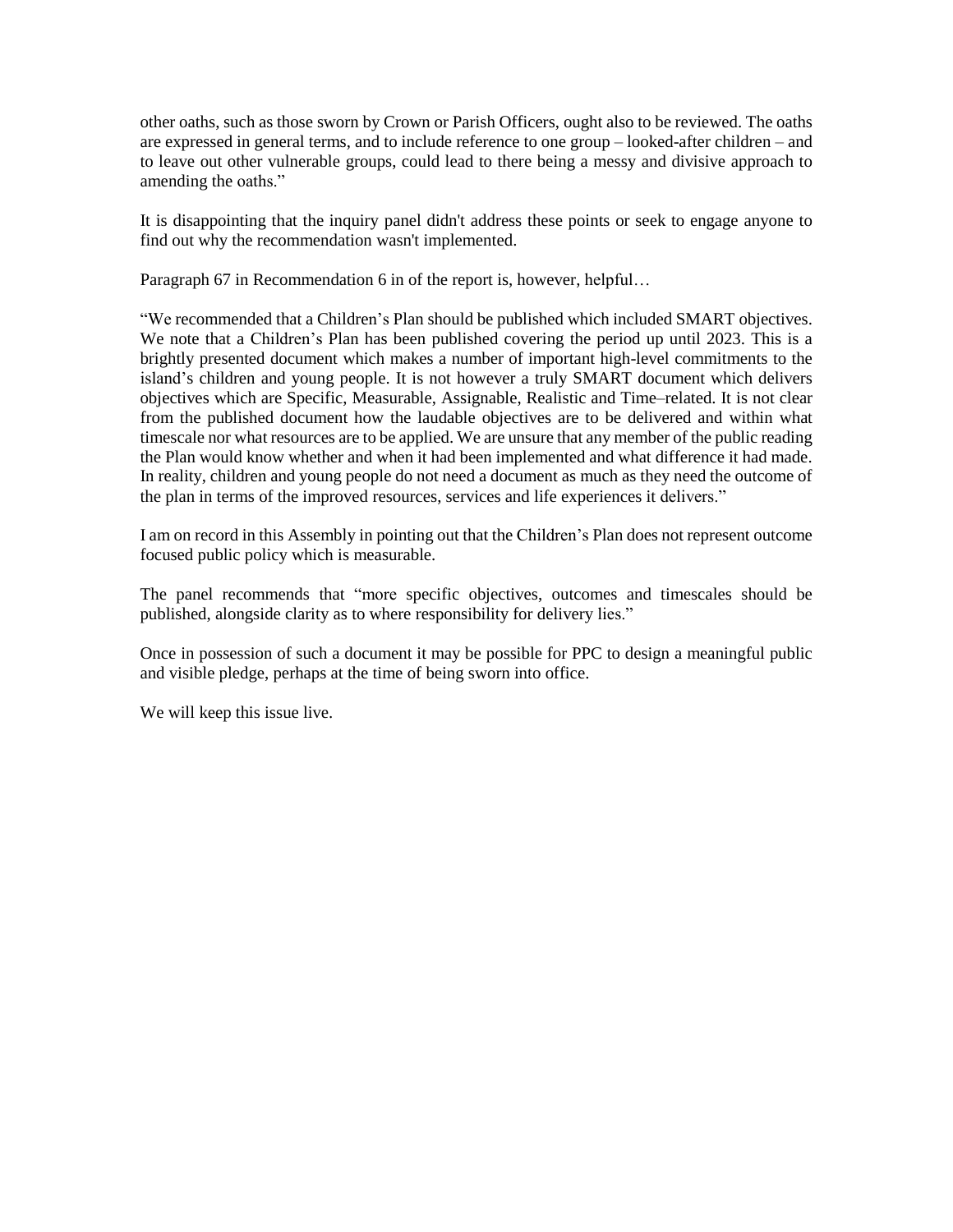other oaths, such as those sworn by Crown or Parish Officers, ought also to be reviewed. The oaths are expressed in general terms, and to include reference to one group – looked-after children – and to leave out other vulnerable groups, could lead to there being a messy and divisive approach to amending the oaths."

It is disappointing that the inquiry panel didn't address these points or seek to engage anyone to find out why the recommendation wasn't implemented.

Paragraph 67 in Recommendation 6 in of the report is, however, helpful…

"We recommended that a Children's Plan should be published which included SMART objectives. We note that a Children's Plan has been published covering the period up until 2023. This is a brightly presented document which makes a number of important high-level commitments to the island's children and young people. It is not however a truly SMART document which delivers objectives which are Specific, Measurable, Assignable, Realistic and Time–related. It is not clear from the published document how the laudable objectives are to be delivered and within what timescale nor what resources are to be applied. We are unsure that any member of the public reading the Plan would know whether and when it had been implemented and what difference it had made. In reality, children and young people do not need a document as much as they need the outcome of the plan in terms of the improved resources, services and life experiences it delivers."

I am on record in this Assembly in pointing out that the Children's Plan does not represent outcome focused public policy which is measurable.

The panel recommends that "more specific objectives, outcomes and timescales should be published, alongside clarity as to where responsibility for delivery lies."

Once in possession of such a document it may be possible for PPC to design a meaningful public and visible pledge, perhaps at the time of being sworn into office.

We will keep this issue live.